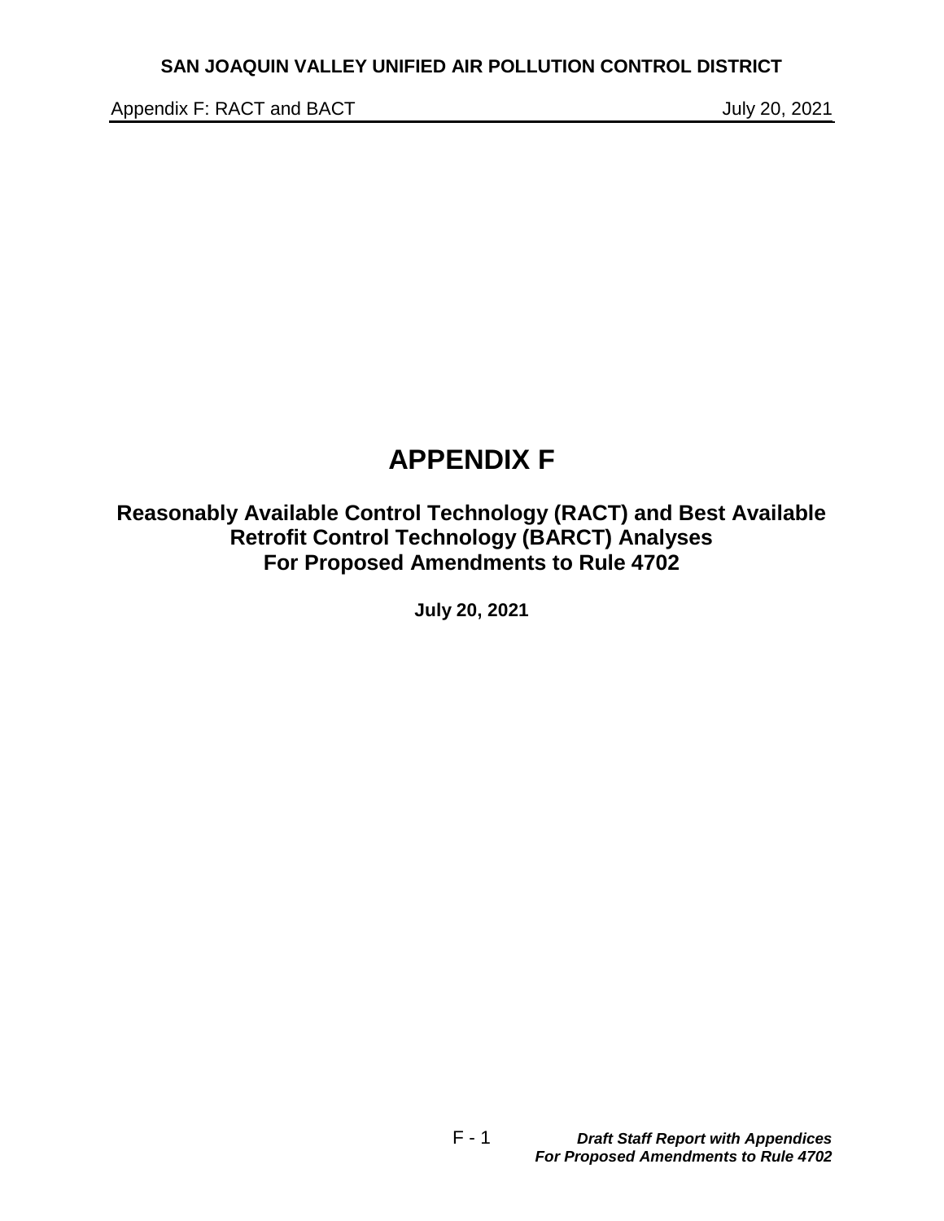# APPENDIX F

## Reasonably Available Control Technology (RACT) and Best Available Retrofit Control Technology (BARCT) Analyses For Proposed Amendments to Rule 4702

**July 20, 2021**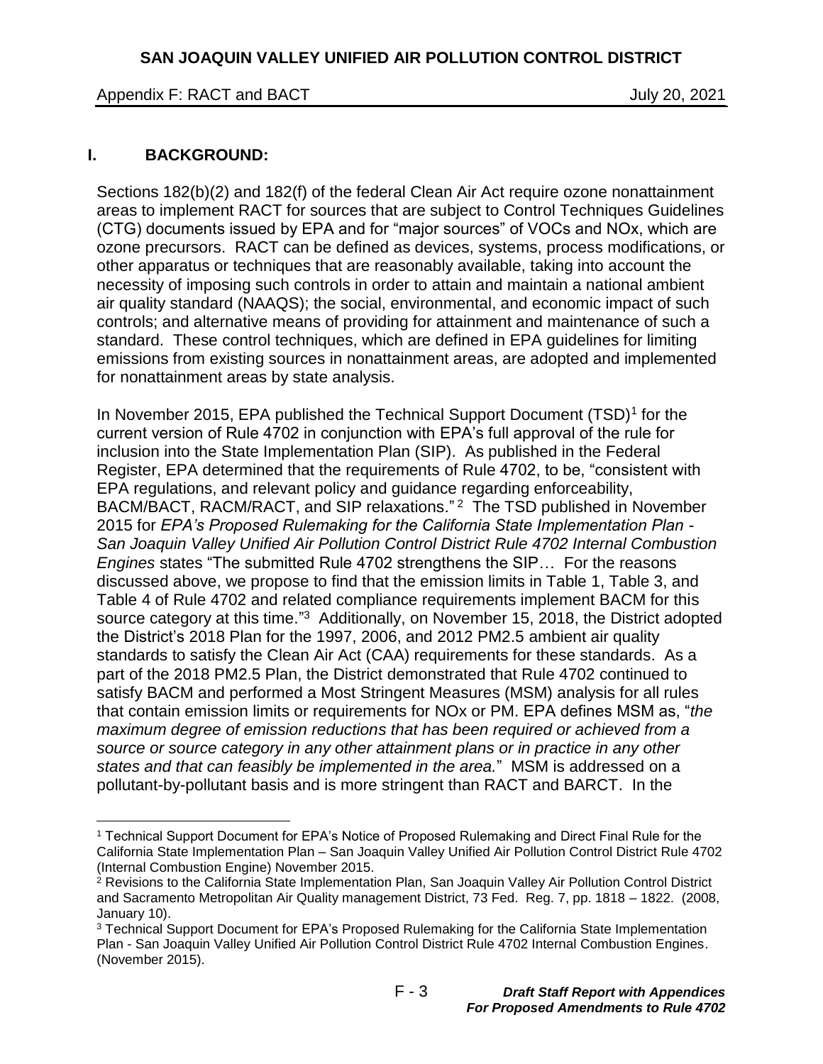## I. BACKGROUND:

Sections 182(b)(2) and 182(f) of the federal Clean Air Act require ozone nonattainment areas to implement RACT for sources that are subject to Control Techniques Guidelines (CTG) documents issued by EPA and for "major sources" of VOCs and NOx, which are ozone precursors. RACT can be defined as devices, systems, process modifications, or other apparatus or techniques that are reasonably available, taking into account the necessity of imposing such controls in order to attain and maintain a national ambient air quality standard (NAAQS); the social, environmental, and economic impact of such controls; and alternative means of providing for attainment and maintenance of such a standard. These control techniques, which are defined in EPA guidelines for limiting emissions from existing sources in nonattainment areas, are adopted and implemented for nonattainment areas by state analysis.

In November 2015, EPA published the Technical Support Document (TSD)[1] for the current version of Rule 4702 in conjunction with EPA's full approval of the rule for inclusion into the State Implementation Plan (SIP). As published in the Federal Register, EPA determined that the requirements of Rule 4702, to be, "consistent with EPA regulations, and relevant policy and guidance regarding enforceability, BACM/BACT, RACM/RACT, and SIP relaxations."[2] The TSD published in November 2015 for *EPA's Proposed Rulemaking for the California State Implementation Plan - San Joaquin Valley Unified Air Pollution Control District Rule 4702 Internal Combustion Engines* states "The submitted Rule 4702 strengthens the SIP… For the reasons discussed above, we propose to find that the emission limits in Table 1, Table 3, and Table 4 of Rule 4702 and related compliance requirements implement BACM for this source category at this time."[3] Additionally, on November 15, 2018, the District adopted the District's 2018 Plan for the 1997, 2006, and 2012 PM2.5 ambient air quality standards to satisfy the Clean Air Act (CAA) requirements for these standards. As a part of the 2018 PM2.5 Plan, the District demonstrated that Rule 4702 continued to satisfy BACM and performed a Most Stringent Measures (MSM) analysis for all rules that contain emission limits or requirements for NOx or PM. EPA defines MSM as, "*the maximum degree of emission reductions that has been required or achieved from a source or source category in any other attainment plans or in practice in any other states and that can feasibly be implemented in the area.*" MSM is addressed on a pollutant-by-pollutant basis and is more stringent than RACT and BARCT. In the

---

[1] Technical Support Document for EPA's Notice of Proposed Rulemaking and Direct Final Rule for the California State Implementation Plan – San Joaquin Valley Unified Air Pollution Control District Rule 4702 (Internal Combustion Engine) November 2015.

[2] Revisions to the California State Implementation Plan, San Joaquin Valley Air Pollution Control District and Sacramento Metropolitan Air Quality management District, 73 Fed. Reg. 7, pp. 1818 – 1822. (2008, January 10).

[3] Technical Support Document for EPA's Proposed Rulemaking for the California State Implementation Plan - San Joaquin Valley Unified Air Pollution Control District Rule 4702 Internal Combustion Engines. (November 2015).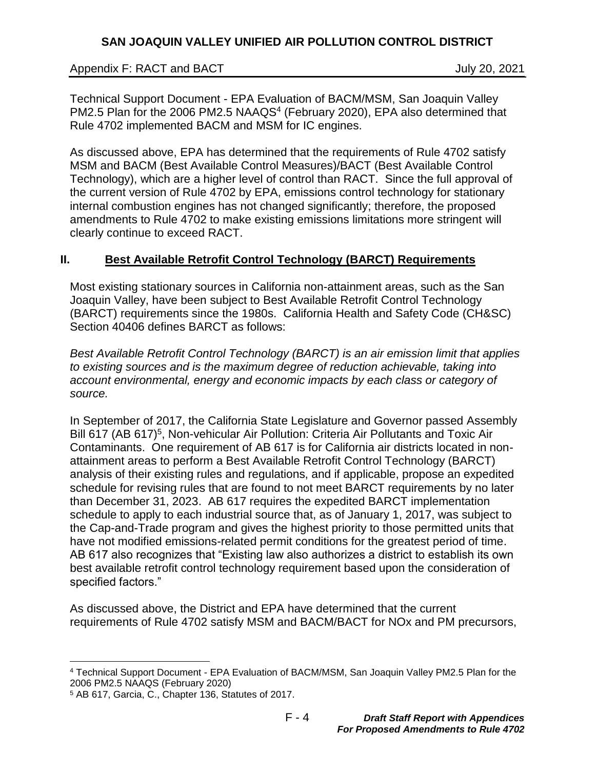Technical Support Document - EPA Evaluation of BACM/MSM, San Joaquin Valley PM2.5 Plan for the 2006 PM2.5 NAAQS[4] (February 2020), EPA also determined that Rule 4702 implemented BACM and MSM for IC engines.

As discussed above, EPA has determined that the requirements of Rule 4702 satisfy MSM and BACM (Best Available Control Measures)/BACT (Best Available Control Technology), which are a higher level of control than RACT. Since the full approval of the current version of Rule 4702 by EPA, emissions control technology for stationary internal combustion engines has not changed significantly; therefore, the proposed amendments to Rule 4702 to make existing emissions limitations more stringent will clearly continue to exceed RACT.

## II. Best Available Retrofit Control Technology (BARCT) Requirements

Most existing stationary sources in California non-attainment areas, such as the San Joaquin Valley, have been subject to Best Available Retrofit Control Technology (BARCT) requirements since the 1980s. California Health and Safety Code (CH&SC) Section 40406 defines BARCT as follows:

*Best Available Retrofit Control Technology (BARCT) is an air emission limit that applies to existing sources and is the maximum degree of reduction achievable, taking into account environmental, energy and economic impacts by each class or category of source.*

In September of 2017, the California State Legislature and Governor passed Assembly Bill 617 (AB 617)[5], Non-vehicular Air Pollution: Criteria Air Pollutants and Toxic Air Contaminants. One requirement of AB 617 is for California air districts located in non-attainment areas to perform a Best Available Retrofit Control Technology (BARCT) analysis of their existing rules and regulations, and if applicable, propose an expedited schedule for revising rules that are found to not meet BARCT requirements by no later than December 31, 2023. AB 617 requires the expedited BARCT implementation schedule to apply to each industrial source that, as of January 1, 2017, was subject to the Cap-and-Trade program and gives the highest priority to those permitted units that have not modified emissions-related permit conditions for the greatest period of time. AB 617 also recognizes that "Existing law also authorizes a district to establish its own best available retrofit control technology requirement based upon the consideration of specified factors."

As discussed above, the District and EPA have determined that the current requirements of Rule 4702 satisfy MSM and BACM/BACT for NOx and PM precursors,

---

[4] Technical Support Document - EPA Evaluation of BACM/MSM, San Joaquin Valley PM2.5 Plan for the 2006 PM2.5 NAAQS (February 2020)

[5] AB 617, Garcia, C., Chapter 136, Statutes of 2017.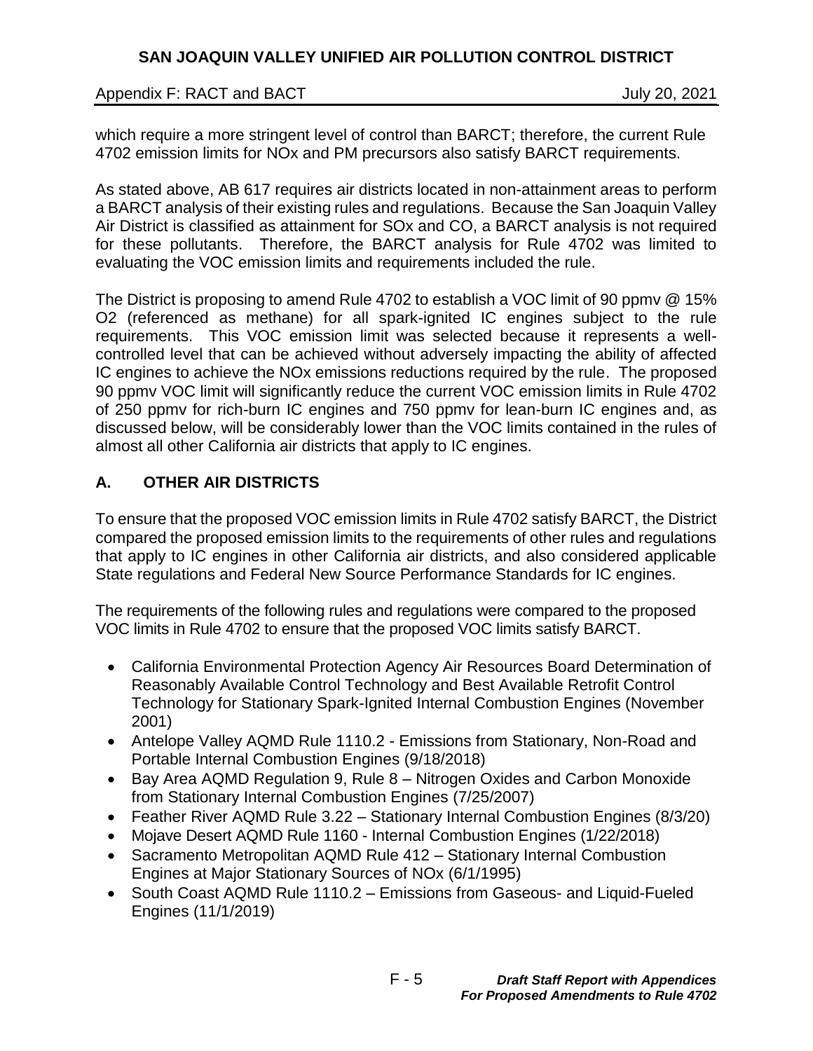which require a more stringent level of control than BARCT; therefore, the current Rule 4702 emission limits for NOx and PM precursors also satisfy BARCT requirements.

As stated above, AB 617 requires air districts located in non-attainment areas to perform a BARCT analysis of their existing rules and regulations. Because the San Joaquin Valley Air District is classified as attainment for SOx and CO, a BARCT analysis is not required for these pollutants. Therefore, the BARCT analysis for Rule 4702 was limited to evaluating the VOC emission limits and requirements included the rule.

The District is proposing to amend Rule 4702 to establish a VOC limit of 90 ppmv @ 15% O2 (referenced as methane) for all spark-ignited IC engines subject to the rule requirements. This VOC emission limit was selected because it represents a well-controlled level that can be achieved without adversely impacting the ability of affected IC engines to achieve the NOx emissions reductions required by the rule. The proposed 90 ppmv VOC limit will significantly reduce the current VOC emission limits in Rule 4702 of 250 ppmv for rich-burn IC engines and 750 ppmv for lean-burn IC engines and, as discussed below, will be considerably lower than the VOC limits contained in the rules of almost all other California air districts that apply to IC engines.

## A. OTHER AIR DISTRICTS

To ensure that the proposed VOC emission limits in Rule 4702 satisfy BARCT, the District compared the proposed emission limits to the requirements of other rules and regulations that apply to IC engines in other California air districts, and also considered applicable State regulations and Federal New Source Performance Standards for IC engines.

The requirements of the following rules and regulations were compared to the proposed VOC limits in Rule 4702 to ensure that the proposed VOC limits satisfy BARCT.

- California Environmental Protection Agency Air Resources Board Determination of Reasonably Available Control Technology and Best Available Retrofit Control Technology for Stationary Spark-Ignited Internal Combustion Engines (November 2001)
- Antelope Valley AQMD Rule 1110.2 - Emissions from Stationary, Non-Road and Portable Internal Combustion Engines (9/18/2018)
- Bay Area AQMD Regulation 9, Rule 8 – Nitrogen Oxides and Carbon Monoxide from Stationary Internal Combustion Engines (7/25/2007)
- Feather River AQMD Rule 3.22 – Stationary Internal Combustion Engines (8/3/20)
- Mojave Desert AQMD Rule 1160 - Internal Combustion Engines (1/22/2018)
- Sacramento Metropolitan AQMD Rule 412 – Stationary Internal Combustion Engines at Major Stationary Sources of NOx (6/1/1995)
- South Coast AQMD Rule 1110.2 – Emissions from Gaseous- and Liquid-Fueled Engines (11/1/2019)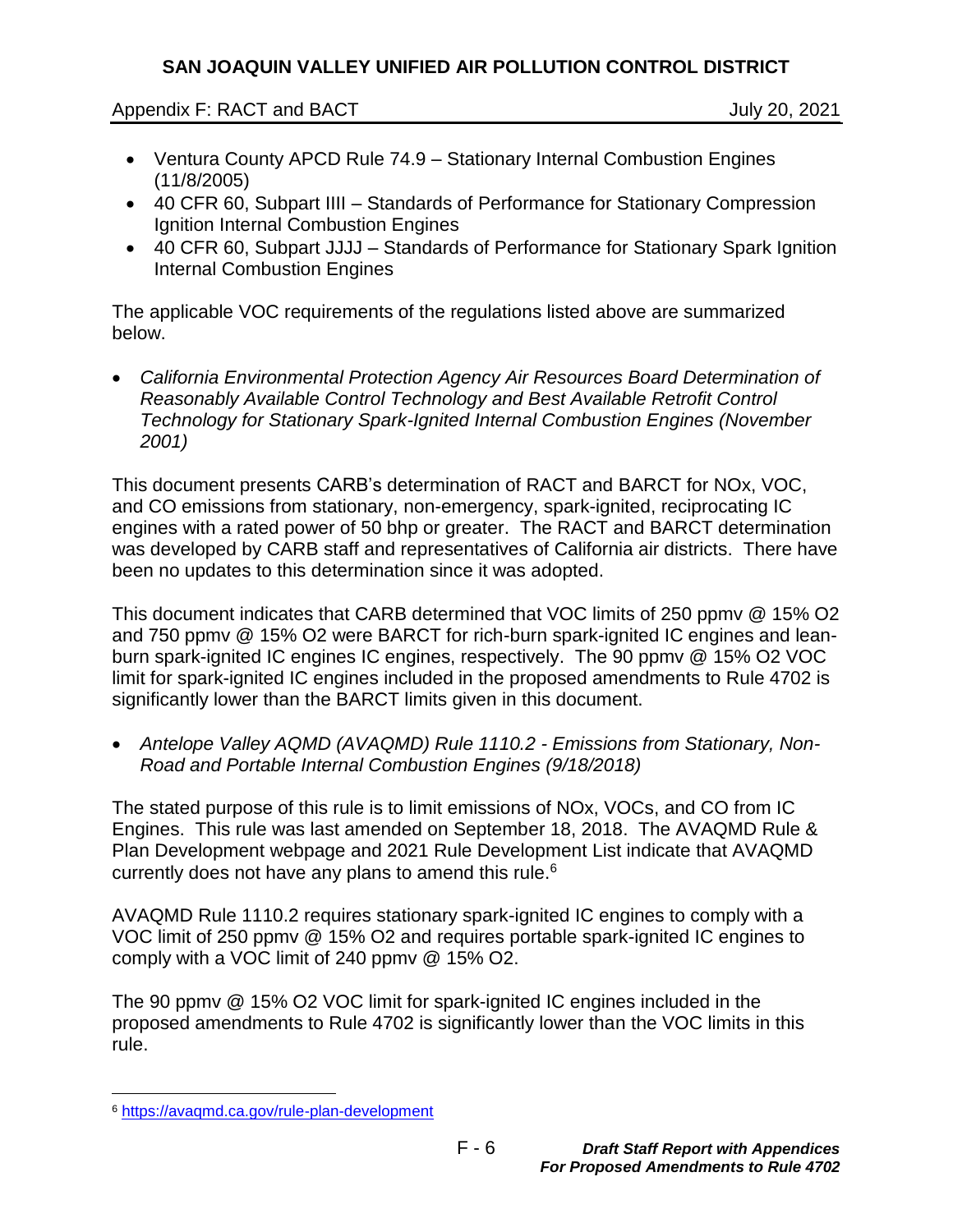- Ventura County APCD Rule 74.9 – Stationary Internal Combustion Engines (11/8/2005)
- 40 CFR 60, Subpart IIII – Standards of Performance for Stationary Compression Ignition Internal Combustion Engines
- 40 CFR 60, Subpart JJJJ – Standards of Performance for Stationary Spark Ignition Internal Combustion Engines

The applicable VOC requirements of the regulations listed above are summarized below.

- *California Environmental Protection Agency Air Resources Board Determination of Reasonably Available Control Technology and Best Available Retrofit Control Technology for Stationary Spark-Ignited Internal Combustion Engines (November 2001)*

This document presents CARB's determination of RACT and BARCT for NOx, VOC, and CO emissions from stationary, non-emergency, spark-ignited, reciprocating IC engines with a rated power of 50 bhp or greater. The RACT and BARCT determination was developed by CARB staff and representatives of California air districts. There have been no updates to this determination since it was adopted.

This document indicates that CARB determined that VOC limits of 250 ppmv @ 15% O2 and 750 ppmv @ 15% O2 were BARCT for rich-burn spark-ignited IC engines and lean-burn spark-ignited IC engines IC engines, respectively. The 90 ppmv @ 15% O2 VOC limit for spark-ignited IC engines included in the proposed amendments to Rule 4702 is significantly lower than the BARCT limits given in this document.

- *Antelope Valley AQMD (AVAQMD) Rule 1110.2 - Emissions from Stationary, Non-Road and Portable Internal Combustion Engines (9/18/2018)*

The stated purpose of this rule is to limit emissions of NOx, VOCs, and CO from IC Engines. This rule was last amended on September 18, 2018. The AVAQMD Rule & Plan Development webpage and 2021 Rule Development List indicate that AVAQMD currently does not have any plans to amend this rule.[6]

AVAQMD Rule 1110.2 requires stationary spark-ignited IC engines to comply with a VOC limit of 250 ppmv @ 15% O2 and requires portable spark-ignited IC engines to comply with a VOC limit of 240 ppmv @ 15% O2.

The 90 ppmv @ 15% O2 VOC limit for spark-ignited IC engines included in the proposed amendments to Rule 4702 is significantly lower than the VOC limits in this rule.

[6] https://avaqmd.ca.gov/rule-plan-development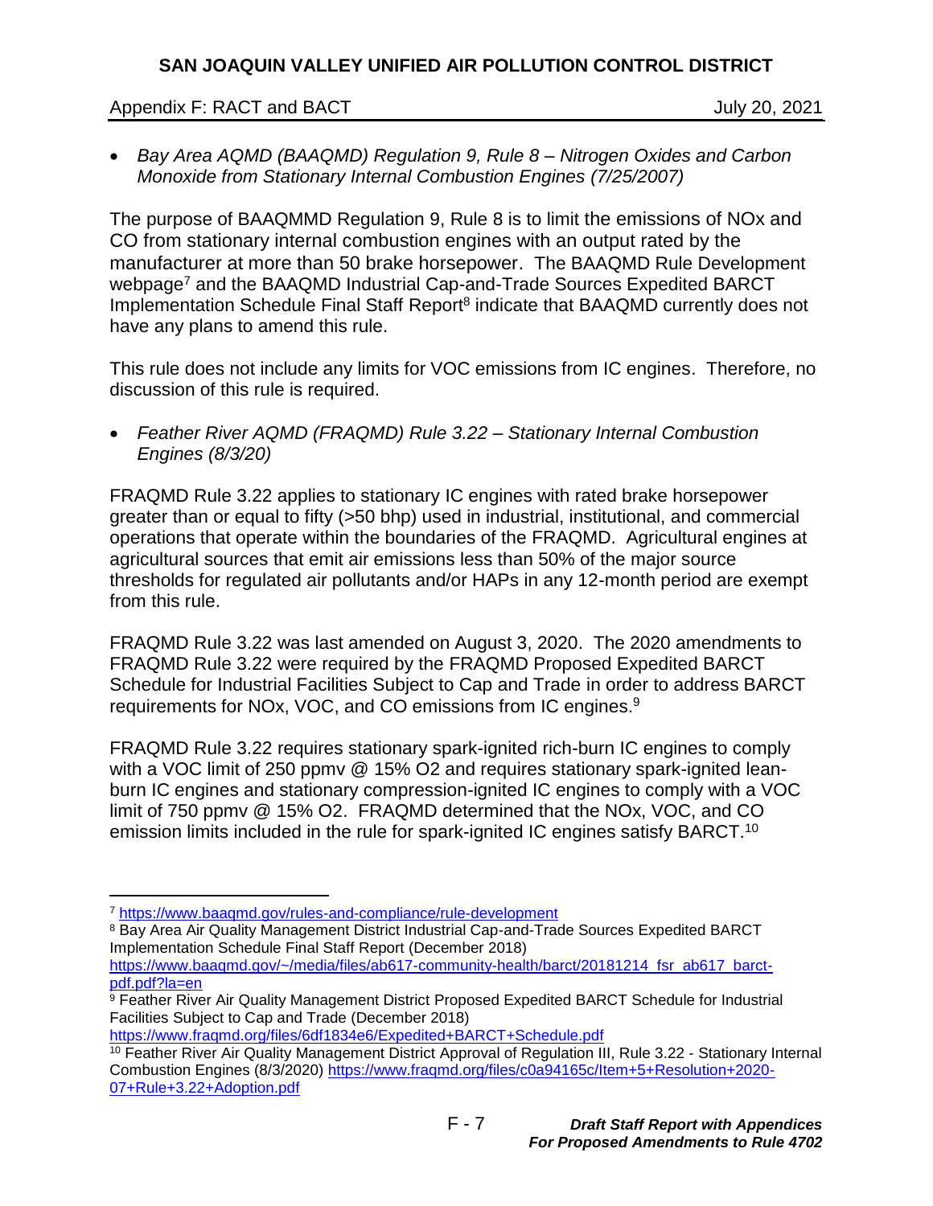- *Bay Area AQMD (BAAQMD) Regulation 9, Rule 8 – Nitrogen Oxides and Carbon Monoxide from Stationary Internal Combustion Engines (7/25/2007)*

The purpose of BAAQMMD Regulation 9, Rule 8 is to limit the emissions of NOx and CO from stationary internal combustion engines with an output rated by the manufacturer at more than 50 brake horsepower. The BAAQMD Rule Development webpage[7] and the BAAQMD Industrial Cap-and-Trade Sources Expedited BARCT Implementation Schedule Final Staff Report[8] indicate that BAAQMD currently does not have any plans to amend this rule.

This rule does not include any limits for VOC emissions from IC engines. Therefore, no discussion of this rule is required.

- *Feather River AQMD (FRAQMD) Rule 3.22 – Stationary Internal Combustion Engines (8/3/20)*

FRAQMD Rule 3.22 applies to stationary IC engines with rated brake horsepower greater than or equal to fifty (>50 bhp) used in industrial, institutional, and commercial operations that operate within the boundaries of the FRAQMD. Agricultural engines at agricultural sources that emit air emissions less than 50% of the major source thresholds for regulated air pollutants and/or HAPs in any 12-month period are exempt from this rule.

FRAQMD Rule 3.22 was last amended on August 3, 2020. The 2020 amendments to FRAQMD Rule 3.22 were required by the FRAQMD Proposed Expedited BARCT Schedule for Industrial Facilities Subject to Cap and Trade in order to address BARCT requirements for NOx, VOC, and CO emissions from IC engines.[9]

FRAQMD Rule 3.22 requires stationary spark-ignited rich-burn IC engines to comply with a VOC limit of 250 ppmv @ 15% O2 and requires stationary spark-ignited lean-burn IC engines and stationary compression-ignited IC engines to comply with a VOC limit of 750 ppmv @ 15% O2. FRAQMD determined that the NOx, VOC, and CO emission limits included in the rule for spark-ignited IC engines satisfy BARCT.[10]

---

[7] https://www.baaqmd.gov/rules-and-compliance/rule-development

[8] Bay Area Air Quality Management District Industrial Cap-and-Trade Sources Expedited BARCT Implementation Schedule Final Staff Report (December 2018) https://www.baaqmd.gov/~/media/files/ab617-community-health/barct/20181214_fsr_ab617_barct-pdf.pdf?la=en

[9] Feather River Air Quality Management District Proposed Expedited BARCT Schedule for Industrial Facilities Subject to Cap and Trade (December 2018) https://www.fraqmd.org/files/6df1834e6/Expedited+BARCT+Schedule.pdf

[10] Feather River Air Quality Management District Approval of Regulation III, Rule 3.22 - Stationary Internal Combustion Engines (8/3/2020) https://www.fraqmd.org/files/c0a94165c/Item+5+Resolution+2020-07+Rule+3.22+Adoption.pdf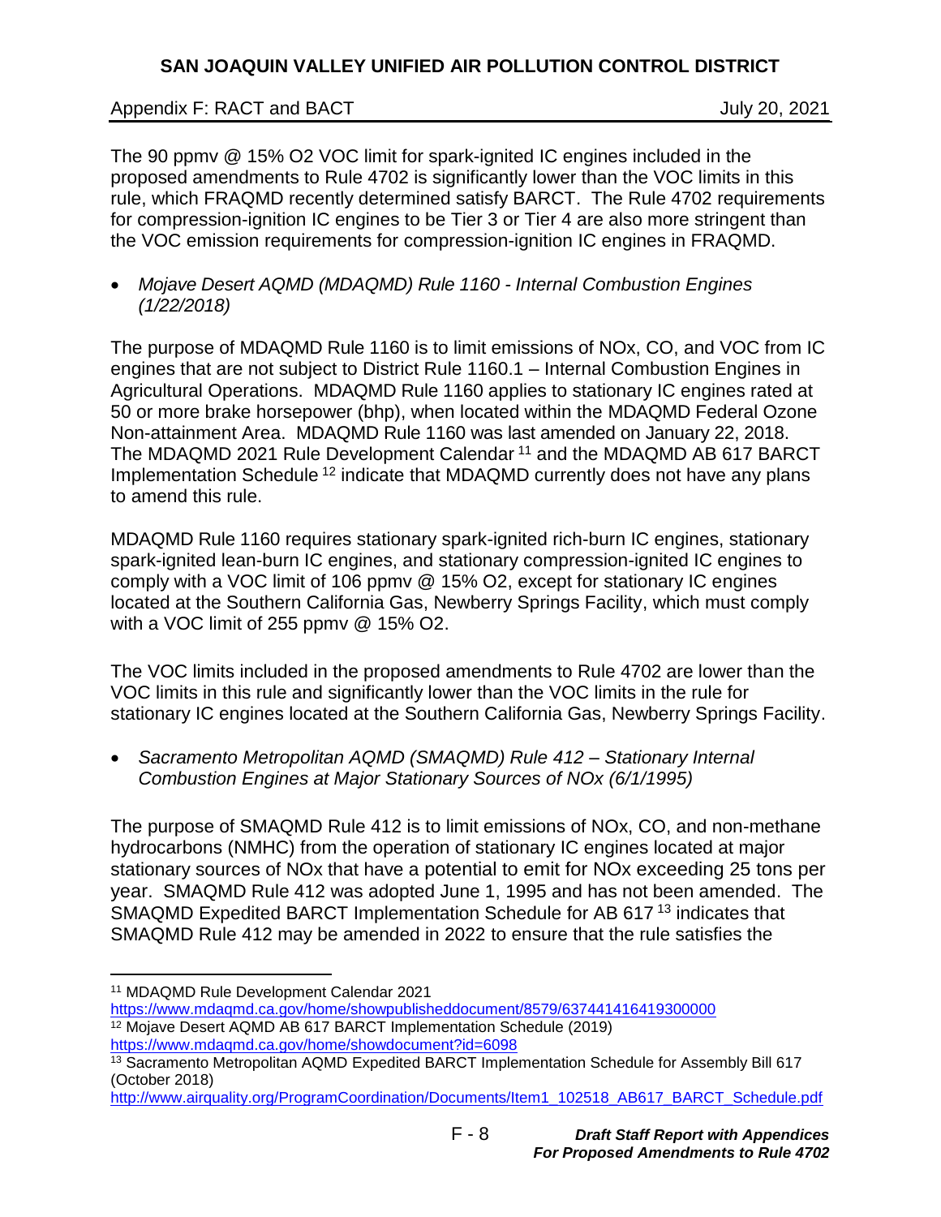The 90 ppmv @ 15% O2 VOC limit for spark-ignited IC engines included in the proposed amendments to Rule 4702 is significantly lower than the VOC limits in this rule, which FRAQMD recently determined satisfy BARCT. The Rule 4702 requirements for compression-ignition IC engines to be Tier 3 or Tier 4 are also more stringent than the VOC emission requirements for compression-ignition IC engines in FRAQMD.

- *Mojave Desert AQMD (MDAQMD) Rule 1160 - Internal Combustion Engines (1/22/2018)*

The purpose of MDAQMD Rule 1160 is to limit emissions of NOx, CO, and VOC from IC engines that are not subject to District Rule 1160.1 – Internal Combustion Engines in Agricultural Operations. MDAQMD Rule 1160 applies to stationary IC engines rated at 50 or more brake horsepower (bhp), when located within the MDAQMD Federal Ozone Non-attainment Area. MDAQMD Rule 1160 was last amended on January 22, 2018. The MDAQMD 2021 Rule Development Calendar [11] and the MDAQMD AB 617 BARCT Implementation Schedule [12] indicate that MDAQMD currently does not have any plans to amend this rule.

MDAQMD Rule 1160 requires stationary spark-ignited rich-burn IC engines, stationary spark-ignited lean-burn IC engines, and stationary compression-ignited IC engines to comply with a VOC limit of 106 ppmv @ 15% O2, except for stationary IC engines located at the Southern California Gas, Newberry Springs Facility, which must comply with a VOC limit of 255 ppmv @ 15% O2.

The VOC limits included in the proposed amendments to Rule 4702 are lower than the VOC limits in this rule and significantly lower than the VOC limits in the rule for stationary IC engines located at the Southern California Gas, Newberry Springs Facility.

- *Sacramento Metropolitan AQMD (SMAQMD) Rule 412 – Stationary Internal Combustion Engines at Major Stationary Sources of NOx (6/1/1995)*

The purpose of SMAQMD Rule 412 is to limit emissions of NOx, CO, and non-methane hydrocarbons (NMHC) from the operation of stationary IC engines located at major stationary sources of NOx that have a potential to emit for NOx exceeding 25 tons per year. SMAQMD Rule 412 was adopted June 1, 1995 and has not been amended. The SMAQMD Expedited BARCT Implementation Schedule for AB 617 [13] indicates that SMAQMD Rule 412 may be amended in 2022 to ensure that the rule satisfies the

---

[11] MDAQMD Rule Development Calendar 2021 https://www.mdaqmd.ca.gov/home/showpublisheddocument/8579/637441416419300000

[12] Mojave Desert AQMD AB 617 BARCT Implementation Schedule (2019) https://www.mdaqmd.ca.gov/home/showdocument?id=6098

[13] Sacramento Metropolitan AQMD Expedited BARCT Implementation Schedule for Assembly Bill 617 (October 2018) http://www.airquality.org/ProgramCoordination/Documents/Item1_102518_AB617_BARCT_Schedule.pdf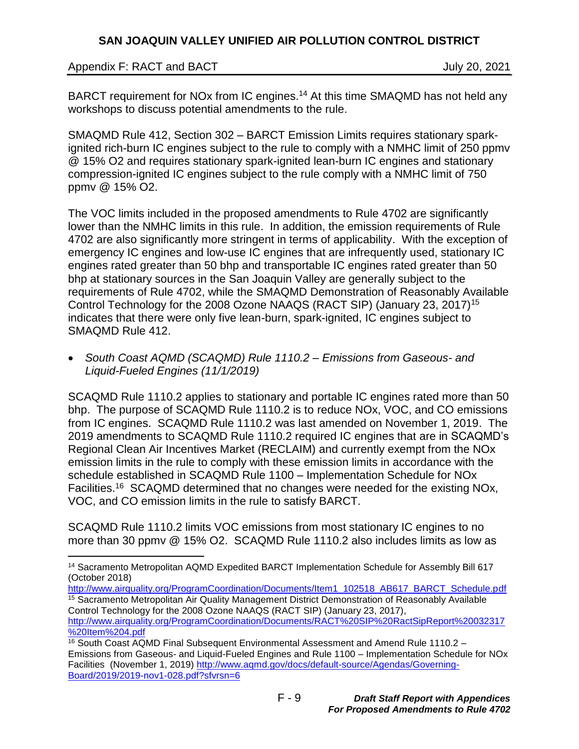BARCT requirement for NOx from IC engines.[14] At this time SMAQMD has not held any workshops to discuss potential amendments to the rule.

SMAQMD Rule 412, Section 302 – BARCT Emission Limits requires stationary spark-ignited rich-burn IC engines subject to the rule to comply with a NMHC limit of 250 ppmv @ 15% O2 and requires stationary spark-ignited lean-burn IC engines and stationary compression-ignited IC engines subject to the rule comply with a NMHC limit of 750 ppmv @ 15% O2.

The VOC limits included in the proposed amendments to Rule 4702 are significantly lower than the NMHC limits in this rule. In addition, the emission requirements of Rule 4702 are also significantly more stringent in terms of applicability. With the exception of emergency IC engines and low-use IC engines that are infrequently used, stationary IC engines rated greater than 50 bhp and transportable IC engines rated greater than 50 bhp at stationary sources in the San Joaquin Valley are generally subject to the requirements of Rule 4702, while the SMAQMD Demonstration of Reasonably Available Control Technology for the 2008 Ozone NAAQS (RACT SIP) (January 23, 2017)[15] indicates that there were only five lean-burn, spark-ignited, IC engines subject to SMAQMD Rule 412.

- *South Coast AQMD (SCAQMD) Rule 1110.2 – Emissions from Gaseous- and Liquid-Fueled Engines (11/1/2019)*

SCAQMD Rule 1110.2 applies to stationary and portable IC engines rated more than 50 bhp. The purpose of SCAQMD Rule 1110.2 is to reduce NOx, VOC, and CO emissions from IC engines. SCAQMD Rule 1110.2 was last amended on November 1, 2019. The 2019 amendments to SCAQMD Rule 1110.2 required IC engines that are in SCAQMD's Regional Clean Air Incentives Market (RECLAIM) and currently exempt from the NOx emission limits in the rule to comply with these emission limits in accordance with the schedule established in SCAQMD Rule 1100 – Implementation Schedule for NOx Facilities.[16] SCAQMD determined that no changes were needed for the existing NOx, VOC, and CO emission limits in the rule to satisfy BARCT.

SCAQMD Rule 1110.2 limits VOC emissions from most stationary IC engines to no more than 30 ppmv @ 15% O2. SCAQMD Rule 1110.2 also includes limits as low as

---

[14] Sacramento Metropolitan AQMD Expedited BARCT Implementation Schedule for Assembly Bill 617 (October 2018) http://www.airquality.org/ProgramCoordination/Documents/Item1_102518_AB617_BARCT_Schedule.pdf

[15] Sacramento Metropolitan Air Quality Management District Demonstration of Reasonably Available Control Technology for the 2008 Ozone NAAQS (RACT SIP) (January 23, 2017), http://www.airquality.org/ProgramCoordination/Documents/RACT%20SIP%20RactSipReport%20032317%20Item%204.pdf

[16] South Coast AQMD Final Subsequent Environmental Assessment and Amend Rule 1110.2 – Emissions from Gaseous- and Liquid-Fueled Engines and Rule 1100 – Implementation Schedule for NOx Facilities (November 1, 2019) http://www.aqmd.gov/docs/default-source/Agendas/Governing-Board/2019/2019-nov1-028.pdf?sfvrsn=6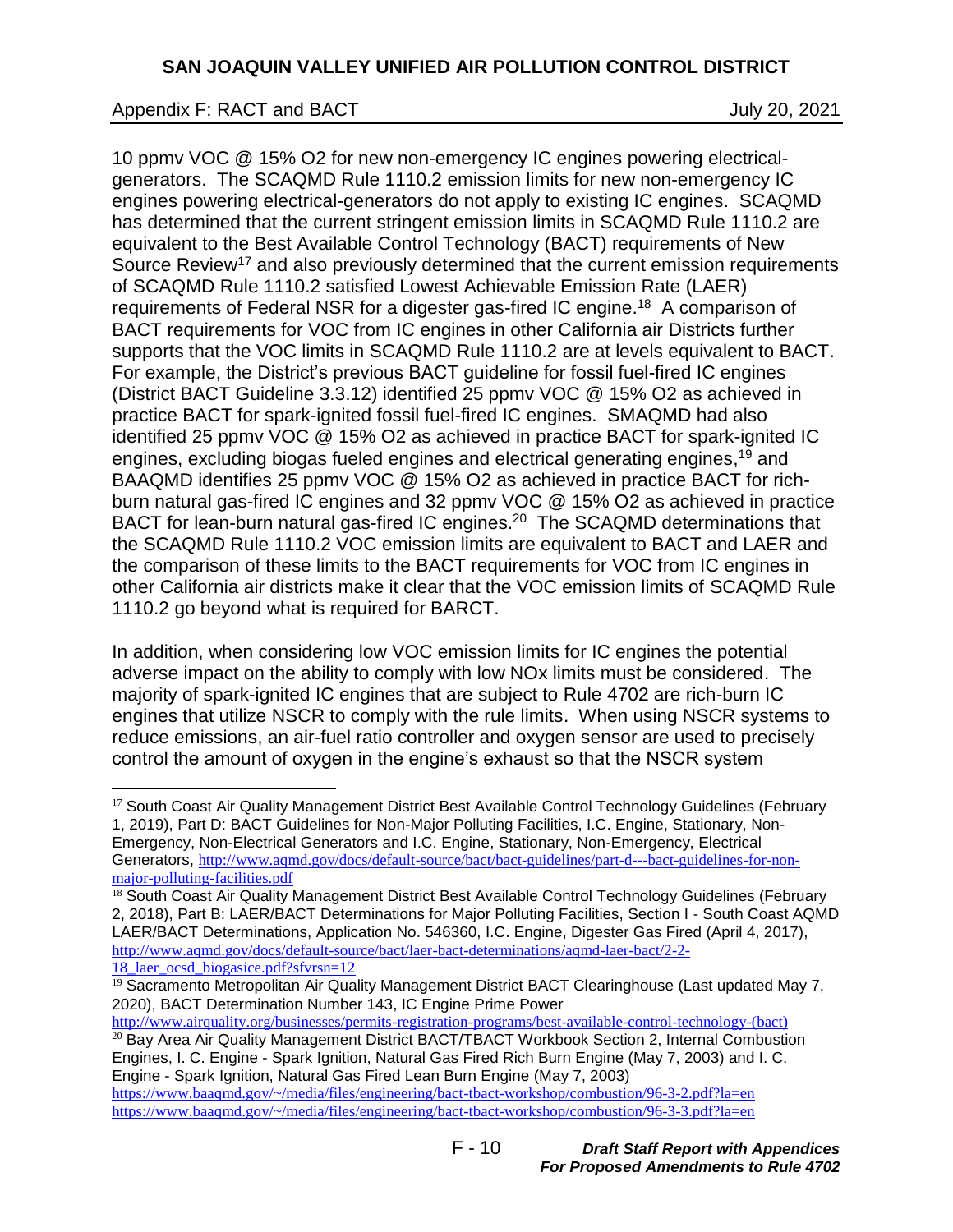10 ppmv VOC @ 15% O2 for new non-emergency IC engines powering electrical-generators. The SCAQMD Rule 1110.2 emission limits for new non-emergency IC engines powering electrical-generators do not apply to existing IC engines. SCAQMD has determined that the current stringent emission limits in SCAQMD Rule 1110.2 are equivalent to the Best Available Control Technology (BACT) requirements of New Source Review[17] and also previously determined that the current emission requirements of SCAQMD Rule 1110.2 satisfied Lowest Achievable Emission Rate (LAER) requirements of Federal NSR for a digester gas-fired IC engine.[18] A comparison of BACT requirements for VOC from IC engines in other California air Districts further supports that the VOC limits in SCAQMD Rule 1110.2 are at levels equivalent to BACT. For example, the District's previous BACT guideline for fossil fuel-fired IC engines (District BACT Guideline 3.3.12) identified 25 ppmv VOC @ 15% O2 as achieved in practice BACT for spark-ignited fossil fuel-fired IC engines. SMAQMD had also identified 25 ppmv VOC @ 15% O2 as achieved in practice BACT for spark-ignited IC engines, excluding biogas fueled engines and electrical generating engines,[19] and BAAQMD identifies 25 ppmv VOC @ 15% O2 as achieved in practice BACT for rich-burn natural gas-fired IC engines and 32 ppmv VOC @ 15% O2 as achieved in practice BACT for lean-burn natural gas-fired IC engines.[20] The SCAQMD determinations that the SCAQMD Rule 1110.2 VOC emission limits are equivalent to BACT and LAER and the comparison of these limits to the BACT requirements for VOC from IC engines in other California air districts make it clear that the VOC emission limits of SCAQMD Rule 1110.2 go beyond what is required for BARCT.

In addition, when considering low VOC emission limits for IC engines the potential adverse impact on the ability to comply with low NOx limits must be considered. The majority of spark-ignited IC engines that are subject to Rule 4702 are rich-burn IC engines that utilize NSCR to comply with the rule limits. When using NSCR systems to reduce emissions, an air-fuel ratio controller and oxygen sensor are used to precisely control the amount of oxygen in the engine's exhaust so that the NSCR system

---

[17] South Coast Air Quality Management District Best Available Control Technology Guidelines (February 1, 2019), Part D: BACT Guidelines for Non-Major Polluting Facilities, I.C. Engine, Stationary, Non-Emergency, Non-Electrical Generators and I.C. Engine, Stationary, Non-Emergency, Electrical Generators, http://www.aqmd.gov/docs/default-source/bact/bact-guidelines/part-d---bact-guidelines-for-non-major-polluting-facilities.pdf

[18] South Coast Air Quality Management District Best Available Control Technology Guidelines (February 2, 2018), Part B: LAER/BACT Determinations for Major Polluting Facilities, Section I - South Coast AQMD LAER/BACT Determinations, Application No. 546360, I.C. Engine, Digester Gas Fired (April 4, 2017), http://www.aqmd.gov/docs/default-source/bact/laer-bact-determinations/aqmd-laer-bact/2-2-18_laer_ocsd_biogasice.pdf?sfvrsn=12

[19] Sacramento Metropolitan Air Quality Management District BACT Clearinghouse (Last updated May 7, 2020), BACT Determination Number 143, IC Engine Prime Power http://www.airquality.org/businesses/permits-registration-programs/best-available-control-technology-(bact)

[20] Bay Area Air Quality Management District BACT/TBACT Workbook Section 2, Internal Combustion Engines, I. C. Engine - Spark Ignition, Natural Gas Fired Rich Burn Engine (May 7, 2003) and I. C. Engine - Spark Ignition, Natural Gas Fired Lean Burn Engine (May 7, 2003) https://www.baaqmd.gov/~/media/files/engineering/bact-tbact-workshop/combustion/96-3-2.pdf?la=en https://www.baaqmd.gov/~/media/files/engineering/bact-tbact-workshop/combustion/96-3-3.pdf?la=en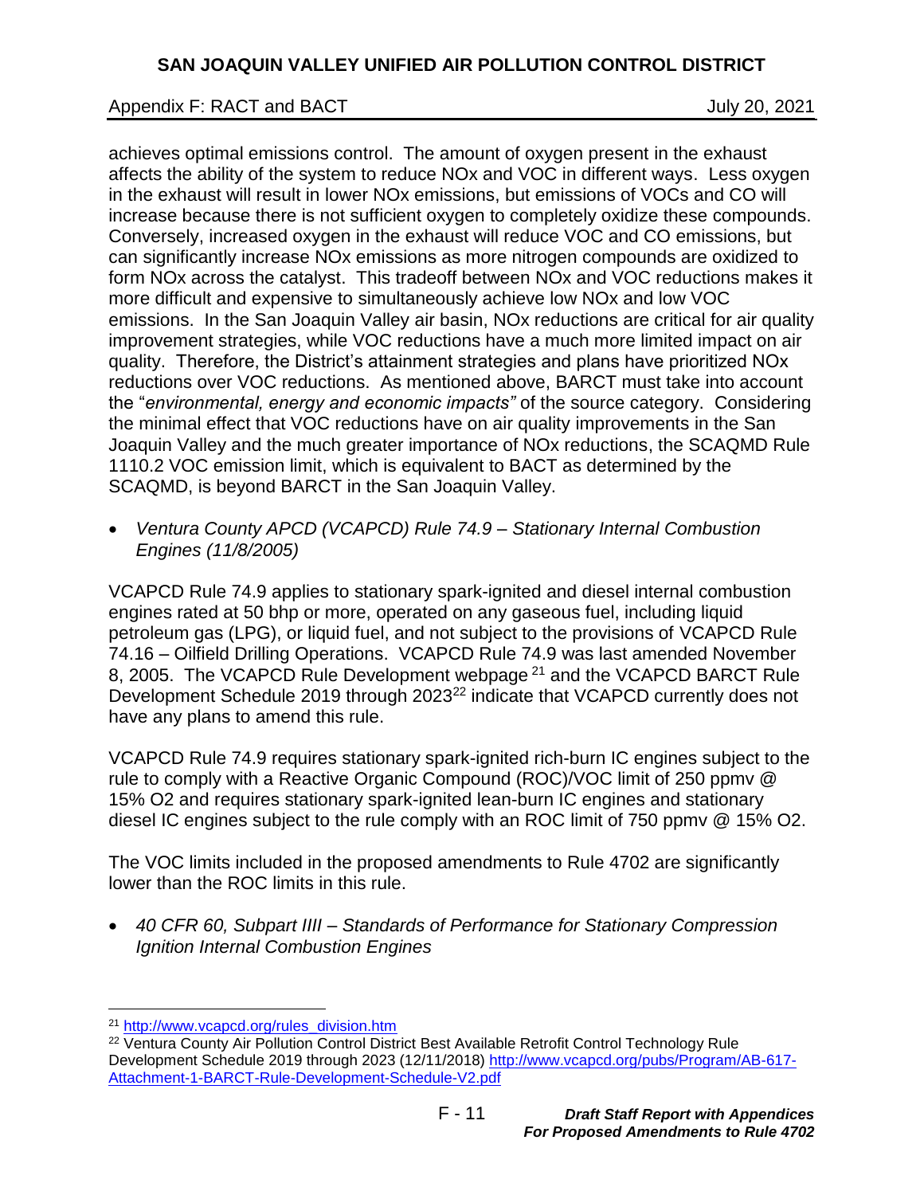achieves optimal emissions control. The amount of oxygen present in the exhaust affects the ability of the system to reduce NOx and VOC in different ways. Less oxygen in the exhaust will result in lower NOx emissions, but emissions of VOCs and CO will increase because there is not sufficient oxygen to completely oxidize these compounds. Conversely, increased oxygen in the exhaust will reduce VOC and CO emissions, but can significantly increase NOx emissions as more nitrogen compounds are oxidized to form NOx across the catalyst. This tradeoff between NOx and VOC reductions makes it more difficult and expensive to simultaneously achieve low NOx and low VOC emissions. In the San Joaquin Valley air basin, NOx reductions are critical for air quality improvement strategies, while VOC reductions have a much more limited impact on air quality. Therefore, the District's attainment strategies and plans have prioritized NOx reductions over VOC reductions. As mentioned above, BARCT must take into account the "*environmental, energy and economic impacts"* of the source category. Considering the minimal effect that VOC reductions have on air quality improvements in the San Joaquin Valley and the much greater importance of NOx reductions, the SCAQMD Rule 1110.2 VOC emission limit, which is equivalent to BACT as determined by the SCAQMD, is beyond BARCT in the San Joaquin Valley.

- *Ventura County APCD (VCAPCD) Rule 74.9 – Stationary Internal Combustion Engines (11/8/2005)*

VCAPCD Rule 74.9 applies to stationary spark-ignited and diesel internal combustion engines rated at 50 bhp or more, operated on any gaseous fuel, including liquid petroleum gas (LPG), or liquid fuel, and not subject to the provisions of VCAPCD Rule 74.16 – Oilfield Drilling Operations. VCAPCD Rule 74.9 was last amended November 8, 2005. The VCAPCD Rule Development webpage [21] and the VCAPCD BARCT Rule Development Schedule 2019 through 2023[22] indicate that VCAPCD currently does not have any plans to amend this rule.

VCAPCD Rule 74.9 requires stationary spark-ignited rich-burn IC engines subject to the rule to comply with a Reactive Organic Compound (ROC)/VOC limit of 250 ppmv @ 15% O2 and requires stationary spark-ignited lean-burn IC engines and stationary diesel IC engines subject to the rule comply with an ROC limit of 750 ppmv @ 15% O2.

The VOC limits included in the proposed amendments to Rule 4702 are significantly lower than the ROC limits in this rule.

- *40 CFR 60, Subpart IIII – Standards of Performance for Stationary Compression Ignition Internal Combustion Engines*

---

[21] http://www.vcapcd.org/rules_division.htm

[22] Ventura County Air Pollution Control District Best Available Retrofit Control Technology Rule Development Schedule 2019 through 2023 (12/11/2018) http://www.vcapcd.org/pubs/Program/AB-617-Attachment-1-BARCT-Rule-Development-Schedule-V2.pdf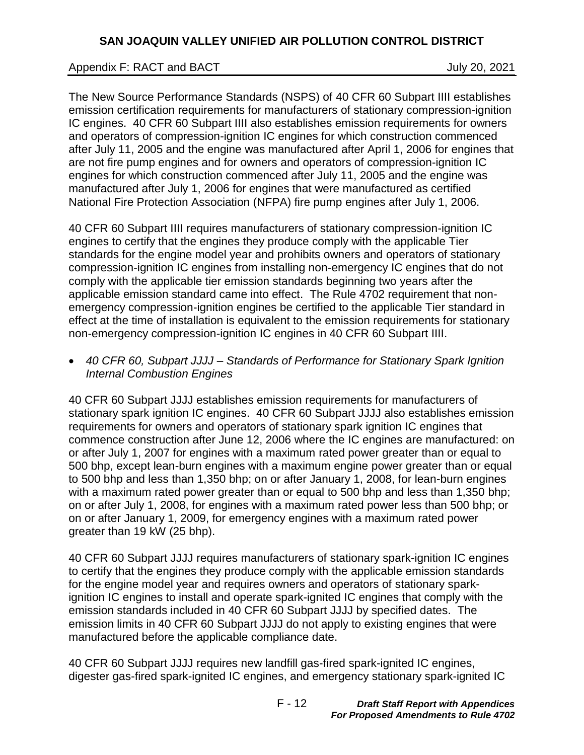The New Source Performance Standards (NSPS) of 40 CFR 60 Subpart IIII establishes emission certification requirements for manufacturers of stationary compression-ignition IC engines. 40 CFR 60 Subpart IIII also establishes emission requirements for owners and operators of compression-ignition IC engines for which construction commenced after July 11, 2005 and the engine was manufactured after April 1, 2006 for engines that are not fire pump engines and for owners and operators of compression-ignition IC engines for which construction commenced after July 11, 2005 and the engine was manufactured after July 1, 2006 for engines that were manufactured as certified National Fire Protection Association (NFPA) fire pump engines after July 1, 2006.

40 CFR 60 Subpart IIII requires manufacturers of stationary compression-ignition IC engines to certify that the engines they produce comply with the applicable Tier standards for the engine model year and prohibits owners and operators of stationary compression-ignition IC engines from installing non-emergency IC engines that do not comply with the applicable tier emission standards beginning two years after the applicable emission standard came into effect. The Rule 4702 requirement that non-emergency compression-ignition engines be certified to the applicable Tier standard in effect at the time of installation is equivalent to the emission requirements for stationary non-emergency compression-ignition IC engines in 40 CFR 60 Subpart IIII.

- *40 CFR 60, Subpart JJJJ – Standards of Performance for Stationary Spark Ignition Internal Combustion Engines*

40 CFR 60 Subpart JJJJ establishes emission requirements for manufacturers of stationary spark ignition IC engines. 40 CFR 60 Subpart JJJJ also establishes emission requirements for owners and operators of stationary spark ignition IC engines that commence construction after June 12, 2006 where the IC engines are manufactured: on or after July 1, 2007 for engines with a maximum rated power greater than or equal to 500 bhp, except lean-burn engines with a maximum engine power greater than or equal to 500 bhp and less than 1,350 bhp; on or after January 1, 2008, for lean-burn engines with a maximum rated power greater than or equal to 500 bhp and less than 1,350 bhp; on or after July 1, 2008, for engines with a maximum rated power less than 500 bhp; or on or after January 1, 2009, for emergency engines with a maximum rated power greater than 19 kW (25 bhp).

40 CFR 60 Subpart JJJJ requires manufacturers of stationary spark-ignition IC engines to certify that the engines they produce comply with the applicable emission standards for the engine model year and requires owners and operators of stationary spark-ignition IC engines to install and operate spark-ignited IC engines that comply with the emission standards included in 40 CFR 60 Subpart JJJJ by specified dates. The emission limits in 40 CFR 60 Subpart JJJJ do not apply to existing engines that were manufactured before the applicable compliance date.

40 CFR 60 Subpart JJJJ requires new landfill gas-fired spark-ignited IC engines, digester gas-fired spark-ignited IC engines, and emergency stationary spark-ignited IC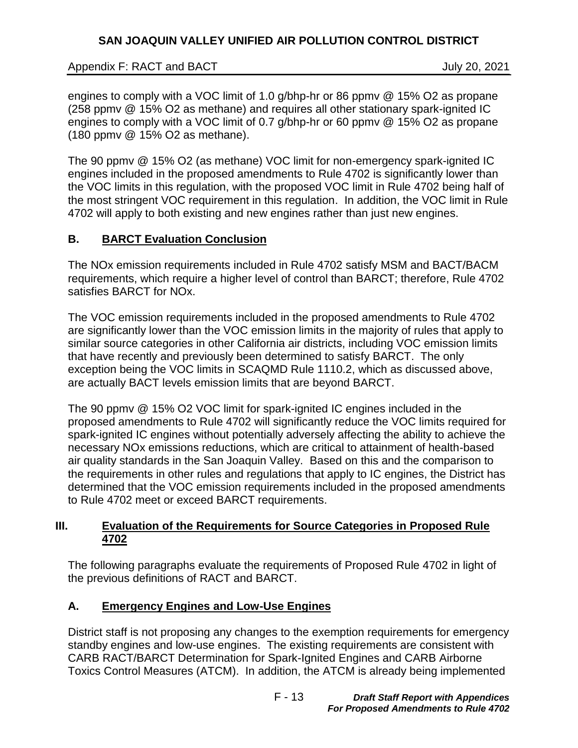engines to comply with a VOC limit of 1.0 g/bhp-hr or 86 ppmv @ 15% $O_2$ as propane (258 ppmv @ 15% $O_2$ as methane) and requires all other stationary spark-ignited IC engines to comply with a VOC limit of 0.7 g/bhp-hr or 60 ppmv @ 15% $O_2$ as propane (180 ppmv @ 15% $O_2$ as methane).

The 90 ppmv @ 15% $O_2$ (as methane) VOC limit for non-emergency spark-ignited IC engines included in the proposed amendments to Rule 4702 is significantly lower than the VOC limits in this regulation, with the proposed VOC limit in Rule 4702 being half of the most stringent VOC requirement in this regulation. In addition, the VOC limit in Rule 4702 will apply to both existing and new engines rather than just new engines.

## B. BARCT Evaluation Conclusion

The NOx emission requirements included in Rule 4702 satisfy MSM and BACT/BACM requirements, which require a higher level of control than BARCT; therefore, Rule 4702 satisfies BARCT for NOx.

The VOC emission requirements included in the proposed amendments to Rule 4702 are significantly lower than the VOC emission limits in the majority of rules that apply to similar source categories in other California air districts, including VOC emission limits that have recently and previously been determined to satisfy BARCT. The only exception being the VOC limits in SCAQMD Rule 1110.2, which as discussed above, are actually BACT levels emission limits that are beyond BARCT.

The 90 ppmv @ 15% $O_2$ VOC limit for spark-ignited IC engines included in the proposed amendments to Rule 4702 will significantly reduce the VOC limits required for spark-ignited IC engines without potentially adversely affecting the ability to achieve the necessary NOx emissions reductions, which are critical to attainment of health-based air quality standards in the San Joaquin Valley. Based on this and the comparison to the requirements in other rules and regulations that apply to IC engines, the District has determined that the VOC emission requirements included in the proposed amendments to Rule 4702 meet or exceed BARCT requirements.

# III. Evaluation of the Requirements for Source Categories in Proposed Rule 4702

The following paragraphs evaluate the requirements of Proposed Rule 4702 in light of the previous definitions of RACT and BARCT.

## A. Emergency Engines and Low-Use Engines

District staff is not proposing any changes to the exemption requirements for emergency standby engines and low-use engines. The existing requirements are consistent with CARB RACT/BARCT Determination for Spark-Ignited Engines and CARB Airborne Toxics Control Measures (ATCM). In addition, the ATCM is already being implemented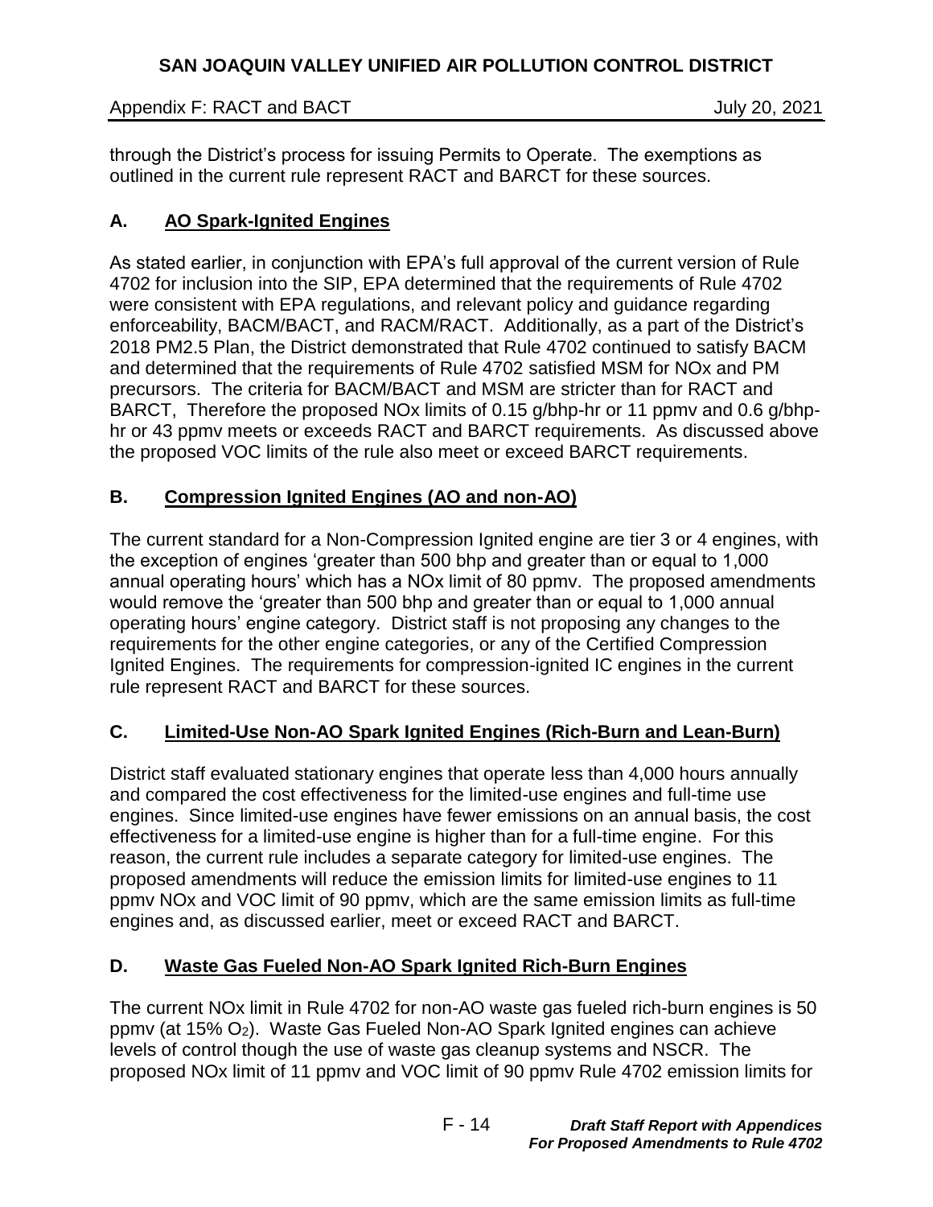through the District's process for issuing Permits to Operate. The exemptions as outlined in the current rule represent RACT and BARCT for these sources.

## A. AO Spark-Ignited Engines

As stated earlier, in conjunction with EPA's full approval of the current version of Rule 4702 for inclusion into the SIP, EPA determined that the requirements of Rule 4702 were consistent with EPA regulations, and relevant policy and guidance regarding enforceability, BACM/BACT, and RACM/RACT. Additionally, as a part of the District's 2018 PM2.5 Plan, the District demonstrated that Rule 4702 continued to satisfy BACM and determined that the requirements of Rule 4702 satisfied MSM for NOx and PM precursors. The criteria for BACM/BACT and MSM are stricter than for RACT and BARCT, Therefore the proposed NOx limits of 0.15 g/bhp-hr or 11 ppmv and 0.6 g/bhp-hr or 43 ppmv meets or exceeds RACT and BARCT requirements. As discussed above the proposed VOC limits of the rule also meet or exceed BARCT requirements.

## B. Compression Ignited Engines (AO and non-AO)

The current standard for a Non-Compression Ignited engine are tier 3 or 4 engines, with the exception of engines 'greater than 500 bhp and greater than or equal to 1,000 annual operating hours' which has a NOx limit of 80 ppmv. The proposed amendments would remove the 'greater than 500 bhp and greater than or equal to 1,000 annual operating hours' engine category. District staff is not proposing any changes to the requirements for the other engine categories, or any of the Certified Compression Ignited Engines. The requirements for compression-ignited IC engines in the current rule represent RACT and BARCT for these sources.

## C. Limited-Use Non-AO Spark Ignited Engines (Rich-Burn and Lean-Burn)

District staff evaluated stationary engines that operate less than 4,000 hours annually and compared the cost effectiveness for the limited-use engines and full-time use engines. Since limited-use engines have fewer emissions on an annual basis, the cost effectiveness for a limited-use engine is higher than for a full-time engine. For this reason, the current rule includes a separate category for limited-use engines. The proposed amendments will reduce the emission limits for limited-use engines to 11 ppmv NOx and VOC limit of 90 ppmv, which are the same emission limits as full-time engines and, as discussed earlier, meet or exceed RACT and BARCT.

## D. Waste Gas Fueled Non-AO Spark Ignited Rich-Burn Engines

The current NOx limit in Rule 4702 for non-AO waste gas fueled rich-burn engines is 50 ppmv (at 15% $O_2$). Waste Gas Fueled Non-AO Spark Ignited engines can achieve levels of control though the use of waste gas cleanup systems and NSCR. The proposed NOx limit of 11 ppmv and VOC limit of 90 ppmv Rule 4702 emission limits for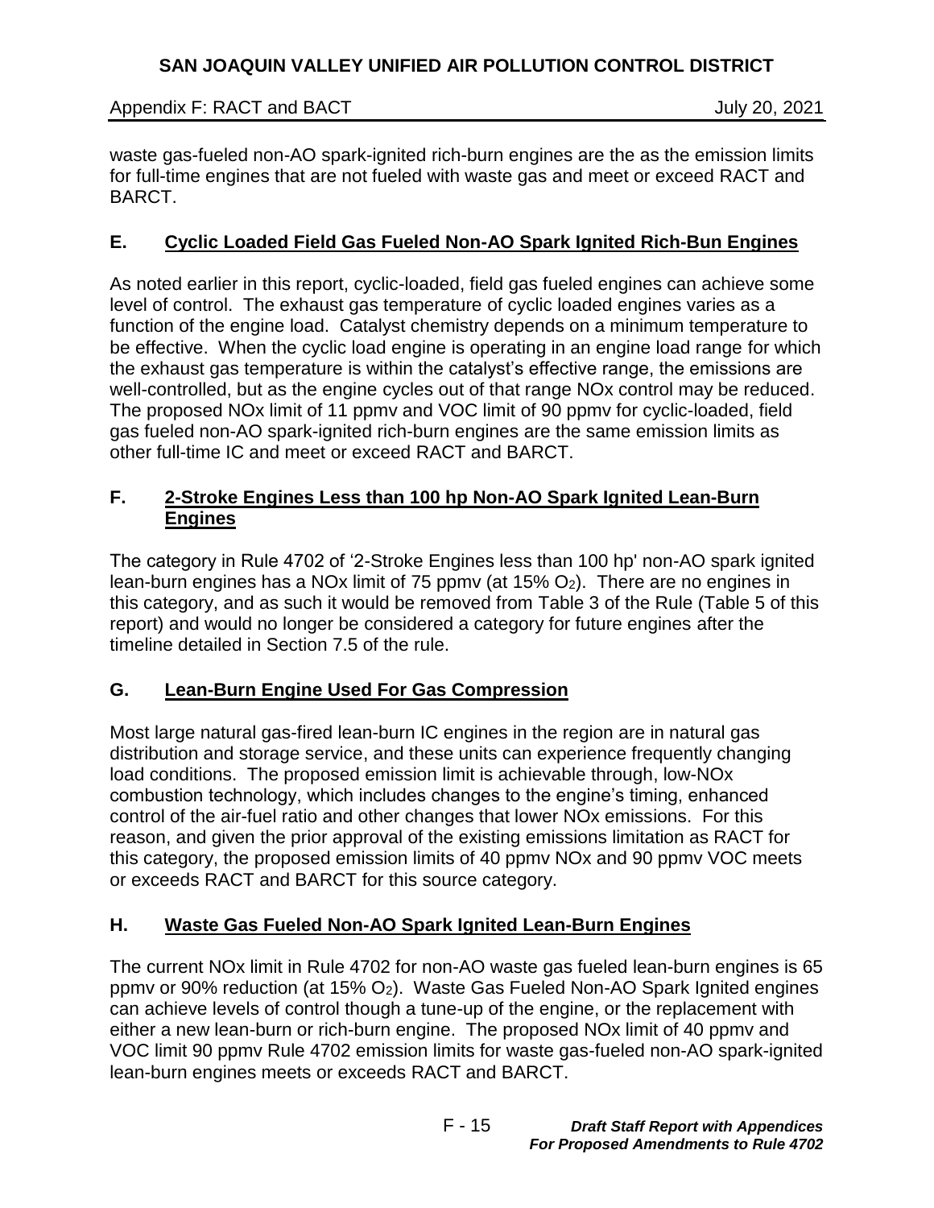waste gas-fueled non-AO spark-ignited rich-burn engines are the as the emission limits for full-time engines that are not fueled with waste gas and meet or exceed RACT and BARCT.

## E. Cyclic Loaded Field Gas Fueled Non-AO Spark Ignited Rich-Bun Engines

As noted earlier in this report, cyclic-loaded, field gas fueled engines can achieve some level of control. The exhaust gas temperature of cyclic loaded engines varies as a function of the engine load. Catalyst chemistry depends on a minimum temperature to be effective. When the cyclic load engine is operating in an engine load range for which the exhaust gas temperature is within the catalyst's effective range, the emissions are well-controlled, but as the engine cycles out of that range NOx control may be reduced. The proposed NOx limit of 11 ppmv and VOC limit of 90 ppmv for cyclic-loaded, field gas fueled non-AO spark-ignited rich-burn engines are the same emission limits as other full-time IC and meet or exceed RACT and BARCT.

## F. 2-Stroke Engines Less than 100 hp Non-AO Spark Ignited Lean-Burn Engines

The category in Rule 4702 of '2-Stroke Engines less than 100 hp' non-AO spark ignited lean-burn engines has a NOx limit of 75 ppmv (at 15% $O_2$). There are no engines in this category, and as such it would be removed from Table 3 of the Rule (Table 5 of this report) and would no longer be considered a category for future engines after the timeline detailed in Section 7.5 of the rule.

## G. Lean-Burn Engine Used For Gas Compression

Most large natural gas-fired lean-burn IC engines in the region are in natural gas distribution and storage service, and these units can experience frequently changing load conditions. The proposed emission limit is achievable through, low-NOx combustion technology, which includes changes to the engine's timing, enhanced control of the air-fuel ratio and other changes that lower NOx emissions. For this reason, and given the prior approval of the existing emissions limitation as RACT for this category, the proposed emission limits of 40 ppmv NOx and 90 ppmv VOC meets or exceeds RACT and BARCT for this source category.

## H. Waste Gas Fueled Non-AO Spark Ignited Lean-Burn Engines

The current NOx limit in Rule 4702 for non-AO waste gas fueled lean-burn engines is 65 ppmv or 90% reduction (at 15% $O_2$). Waste Gas Fueled Non-AO Spark Ignited engines can achieve levels of control though a tune-up of the engine, or the replacement with either a new lean-burn or rich-burn engine. The proposed NOx limit of 40 ppmv and VOC limit 90 ppmv Rule 4702 emission limits for waste gas-fueled non-AO spark-ignited lean-burn engines meets or exceeds RACT and BARCT.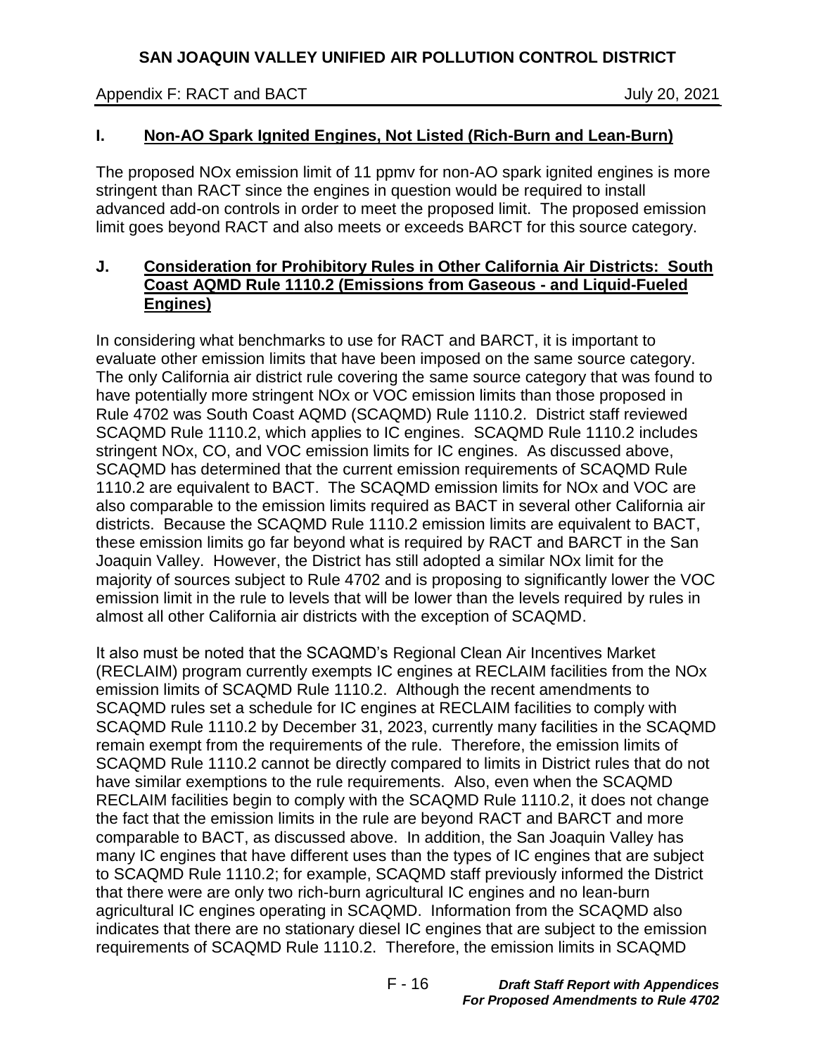## I. Non-AO Spark Ignited Engines, Not Listed (Rich-Burn and Lean-Burn)

The proposed NOx emission limit of 11 ppmv for non-AO spark ignited engines is more stringent than RACT since the engines in question would be required to install advanced add-on controls in order to meet the proposed limit. The proposed emission limit goes beyond RACT and also meets or exceeds BARCT for this source category.

## J. Consideration for Prohibitory Rules in Other California Air Districts: South Coast AQMD Rule 1110.2 (Emissions from Gaseous - and Liquid-Fueled Engines)

In considering what benchmarks to use for RACT and BARCT, it is important to evaluate other emission limits that have been imposed on the same source category. The only California air district rule covering the same source category that was found to have potentially more stringent NOx or VOC emission limits than those proposed in Rule 4702 was South Coast AQMD (SCAQMD) Rule 1110.2. District staff reviewed SCAQMD Rule 1110.2, which applies to IC engines. SCAQMD Rule 1110.2 includes stringent NOx, CO, and VOC emission limits for IC engines. As discussed above, SCAQMD has determined that the current emission requirements of SCAQMD Rule 1110.2 are equivalent to BACT. The SCAQMD emission limits for NOx and VOC are also comparable to the emission limits required as BACT in several other California air districts. Because the SCAQMD Rule 1110.2 emission limits are equivalent to BACT, these emission limits go far beyond what is required by RACT and BARCT in the San Joaquin Valley. However, the District has still adopted a similar NOx limit for the majority of sources subject to Rule 4702 and is proposing to significantly lower the VOC emission limit in the rule to levels that will be lower than the levels required by rules in almost all other California air districts with the exception of SCAQMD.

It also must be noted that the SCAQMD's Regional Clean Air Incentives Market (RECLAIM) program currently exempts IC engines at RECLAIM facilities from the NOx emission limits of SCAQMD Rule 1110.2. Although the recent amendments to SCAQMD rules set a schedule for IC engines at RECLAIM facilities to comply with SCAQMD Rule 1110.2 by December 31, 2023, currently many facilities in the SCAQMD remain exempt from the requirements of the rule. Therefore, the emission limits of SCAQMD Rule 1110.2 cannot be directly compared to limits in District rules that do not have similar exemptions to the rule requirements. Also, even when the SCAQMD RECLAIM facilities begin to comply with the SCAQMD Rule 1110.2, it does not change the fact that the emission limits in the rule are beyond RACT and BARCT and more comparable to BACT, as discussed above. In addition, the San Joaquin Valley has many IC engines that have different uses than the types of IC engines that are subject to SCAQMD Rule 1110.2; for example, SCAQMD staff previously informed the District that there were are only two rich-burn agricultural IC engines and no lean-burn agricultural IC engines operating in SCAQMD. Information from the SCAQMD also indicates that there are no stationary diesel IC engines that are subject to the emission requirements of SCAQMD Rule 1110.2. Therefore, the emission limits in SCAQMD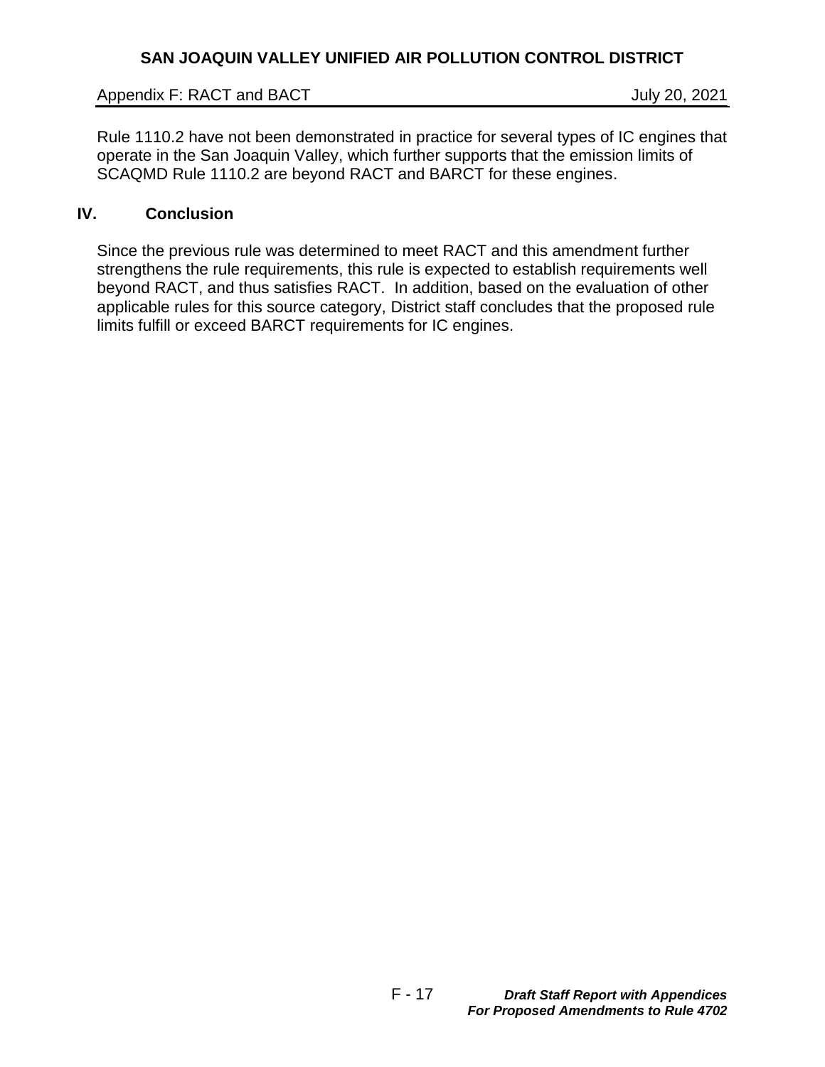Rule 1110.2 have not been demonstrated in practice for several types of IC engines that operate in the San Joaquin Valley, which further supports that the emission limits of SCAQMD Rule 1110.2 are beyond RACT and BARCT for these engines.

## IV. Conclusion

Since the previous rule was determined to meet RACT and this amendment further strengthens the rule requirements, this rule is expected to establish requirements well beyond RACT, and thus satisfies RACT. In addition, based on the evaluation of other applicable rules for this source category, District staff concludes that the proposed rule limits fulfill or exceed BARCT requirements for IC engines.